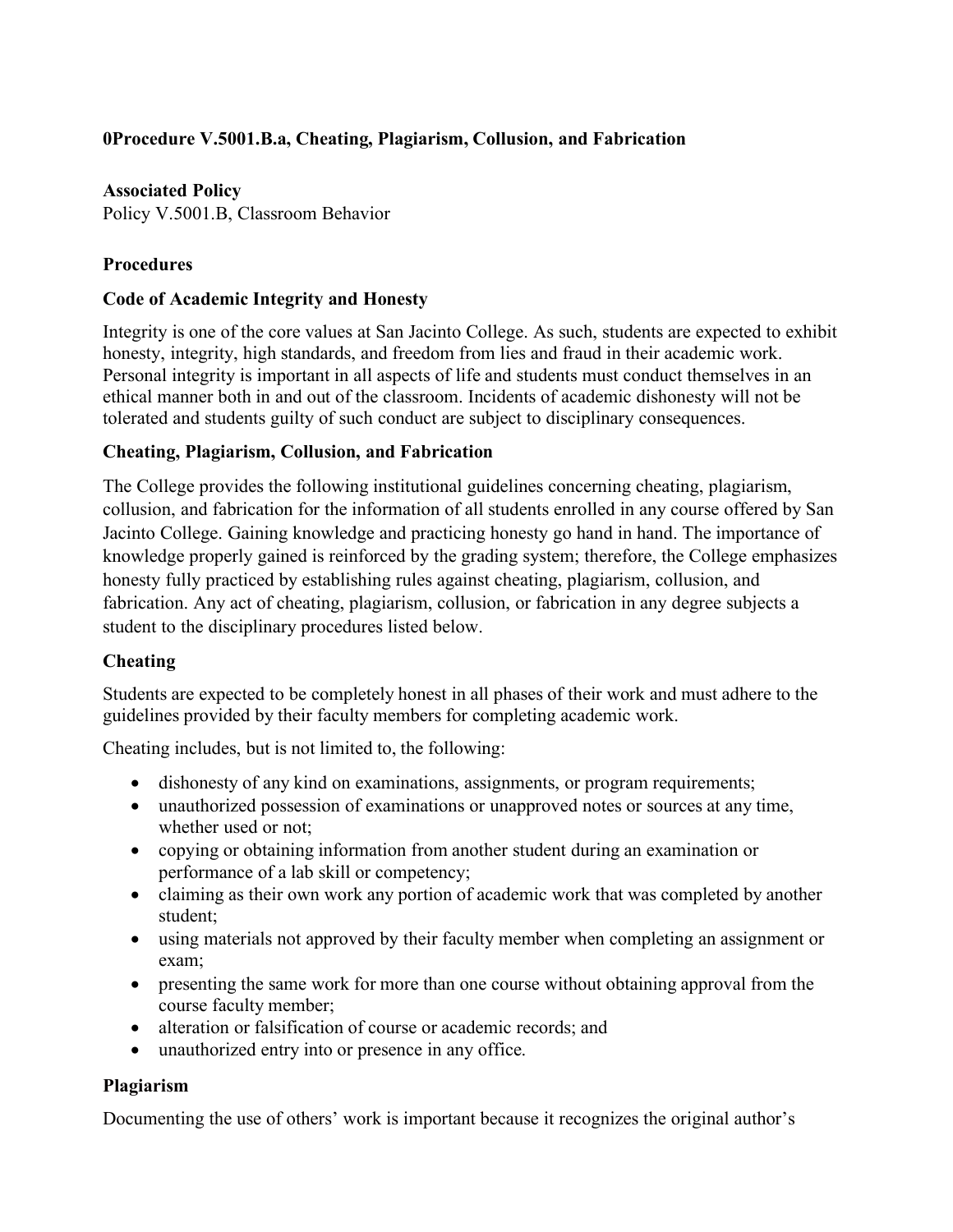# 0Procedure V.5001.B.a, Cheating, Plagiarism, Collusion, and Fabrication

**Associated Policy**

Policy V.5001.B, Classroom Behavior

## Procedures

### Code of Academic Integrity and Honesty

Integrity is one of the core values at San Jacinto College. As such, students are expected to exhibit honesty, integrity, high standards, and freedom from lies and fraud in their academic work. Personal integrity is important in all aspects of life and students must conduct themselves in an ethical manner both in and out of the classroom. Incidents of academic dishonesty will not be tolerated and students guilty of such conduct are subject to disciplinary consequences.

### Cheating, Plagiarism, Collusion, and Fabrication

The College provides the following institutional guidelines concerning cheating, plagiarism, collusion, and fabrication for the information of all students enrolled in any course offered by San Jacinto College. Gaining knowledge and practicing honesty go hand in hand. The importance of knowledge properly gained is reinforced by the grading system; therefore, the College emphasizes honesty fully practiced by establishing rules against cheating, plagiarism, collusion, and fabrication. Any act of cheating, plagiarism, collusion, or fabrication in any degree subjects a student to the disciplinary procedures listed below.

### Cheating

Students are expected to be completely honest in all phases of their work and must adhere to the guidelines provided by their faculty members for completing academic work.

Cheating includes, but is not limited to, the following:

- dishonesty of any kind on examinations, assignments, or program requirements;
- unauthorized possession of examinations or unapproved notes or sources at any time, whether used or not;
- copying or obtaining information from another student during an examination or performance of a lab skill or competency;
- claiming as their own work any portion of academic work that was completed by another student;
- using materials not approved by their faculty member when completing an assignment or exam;
- presenting the same work for more than one course without obtaining approval from the course faculty member;
- alteration or falsification of course or academic records; and
- unauthorized entry into or presence in any office.

### Plagiarism

Documenting the use of others' work is important because it recognizes the original author's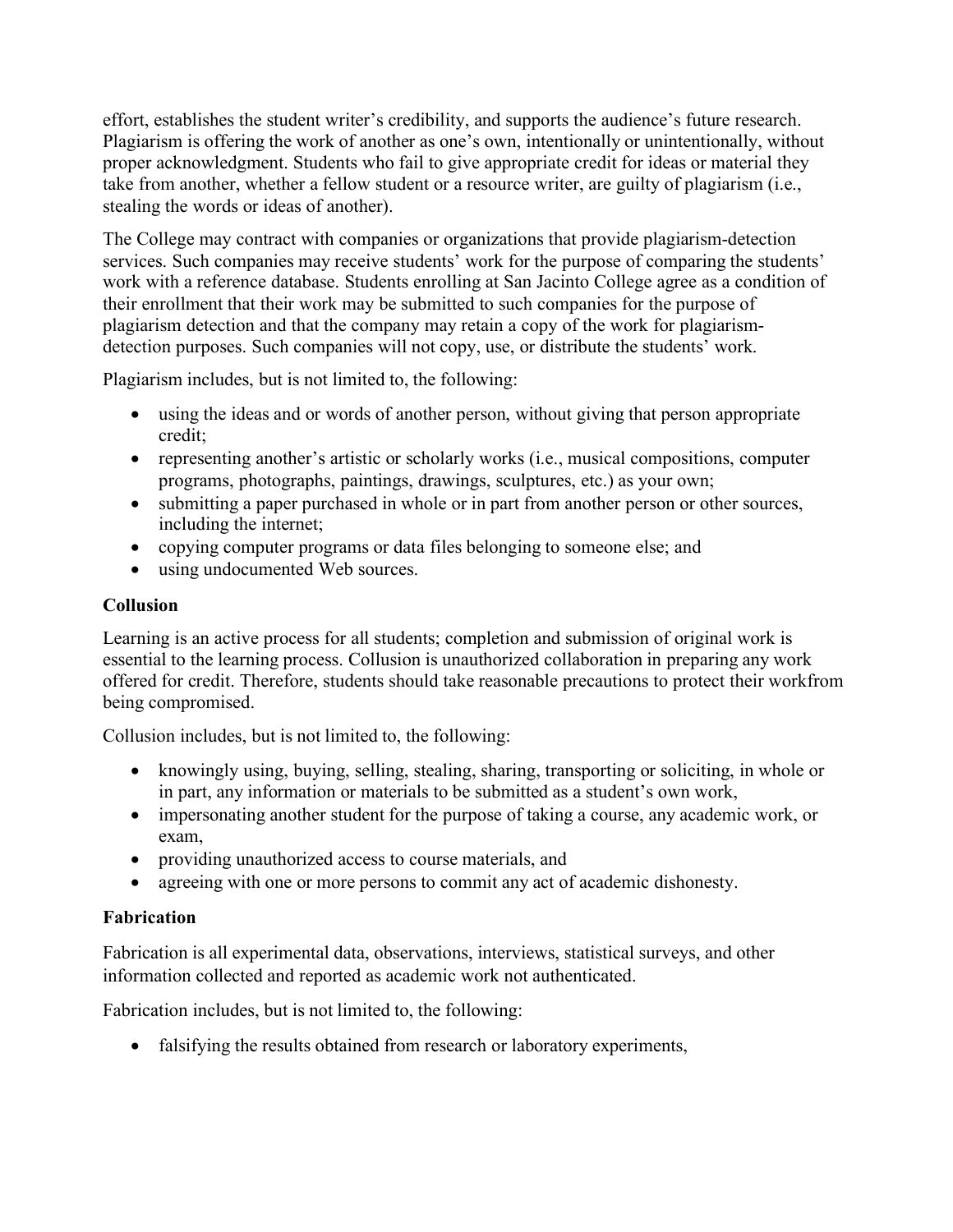effort, establishes the student writer's credibility, and supports the audience's future research. Plagiarism is offering the work of another as one's own, intentionally or unintentionally, without proper acknowledgment. Students who fail to give appropriate credit for ideas or material they take from another, whether a fellow student or a resource writer, are guilty of plagiarism (i.e., stealing the words or ideas of another).

The College may contract with companies or organizations that provide plagiarism-detection services. Such companies may receive students' work for the purpose of comparing the students' work with a reference database. Students enrolling at San Jacinto College agree as a condition of their enrollment that their work may be submitted to such companies for the purpose of plagiarism detection and that the company may retain a copy of the work for plagiarism-detection purposes. Such companies will not copy, use, or distribute the students' work.

Plagiarism includes, but is not limited to, the following:

- using the ideas and or words of another person, without giving that person appropriate credit;
- representing another's artistic or scholarly works (i.e., musical compositions, computer programs, photographs, paintings, drawings, sculptures, etc.) as your own;
- submitting a paper purchased in whole or in part from another person or other sources, including the internet;
- copying computer programs or data files belonging to someone else; and
- using undocumented Web sources.

**Collusion**

Learning is an active process for all students; completion and submission of original work is essential to the learning process. Collusion is unauthorized collaboration in preparing any work offered for credit. Therefore, students should take reasonable precautions to protect their workfrom being compromised.

Collusion includes, but is not limited to, the following:

- knowingly using, buying, selling, stealing, sharing, transporting or soliciting, in whole or in part, any information or materials to be submitted as a student's own work,
- impersonating another student for the purpose of taking a course, any academic work, or exam,
- providing unauthorized access to course materials, and
- agreeing with one or more persons to commit any act of academic dishonesty.

**Fabrication**

Fabrication is all experimental data, observations, interviews, statistical surveys, and other information collected and reported as academic work not authenticated.

Fabrication includes, but is not limited to, the following:

- falsifying the results obtained from research or laboratory experiments,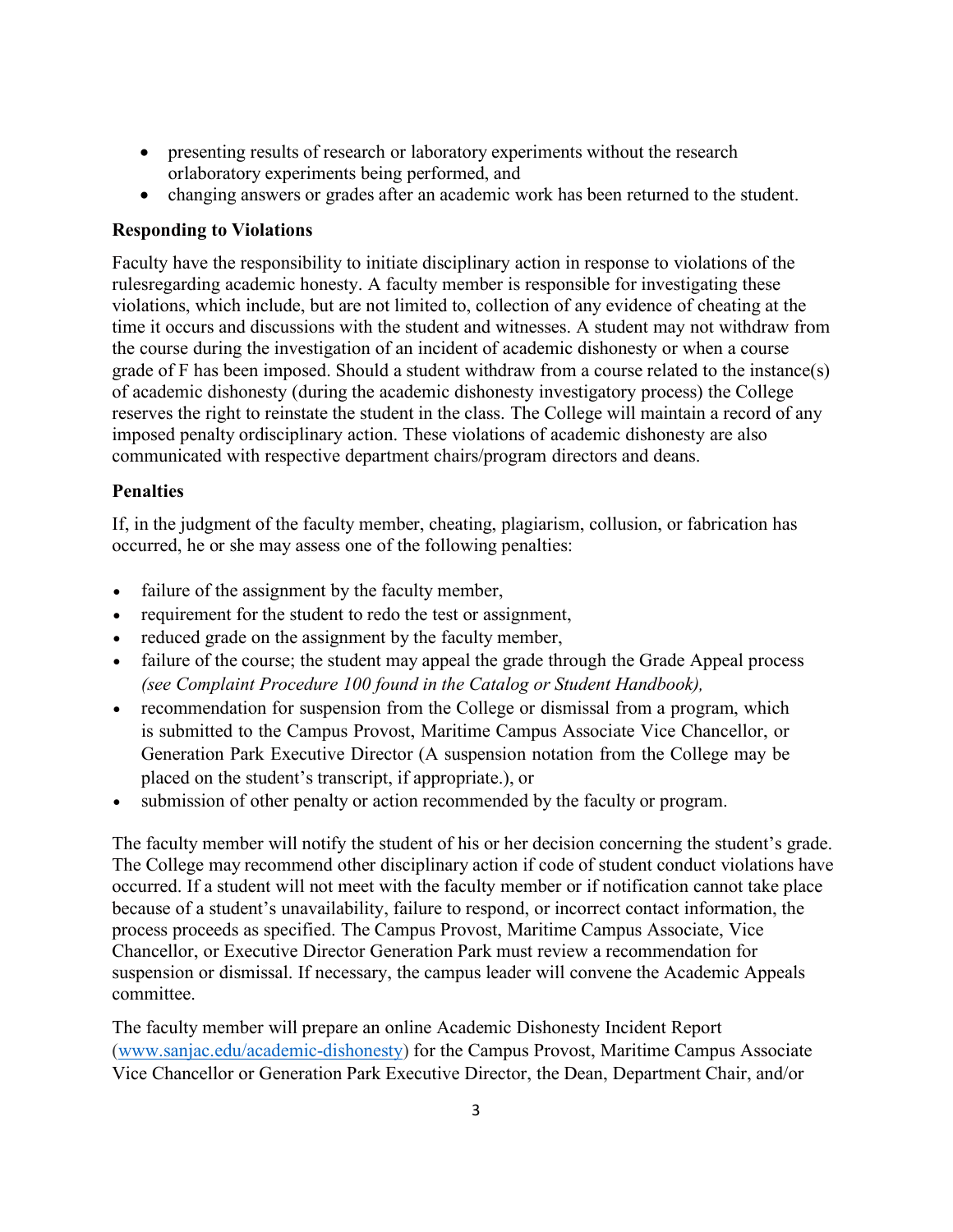- presenting results of research or laboratory experiments without the research orlaboratory experiments being performed, and
- changing answers or grades after an academic work has been returned to the student.

**Responding to Violations**

Faculty have the responsibility to initiate disciplinary action in response to violations of the rulesregarding academic honesty. A faculty member is responsible for investigating these violations, which include, but are not limited to, collection of any evidence of cheating at the time it occurs and discussions with the student and witnesses. A student may not withdraw from the course during the investigation of an incident of academic dishonesty or when a course grade of F has been imposed. Should a student withdraw from a course related to the instance(s) of academic dishonesty (during the academic dishonesty investigatory process) the College reserves the right to reinstate the student in the class. The College will maintain a record of any imposed penalty ordisciplinary action. These violations of academic dishonesty are also communicated with respective department chairs/program directors and deans.

**Penalties**

If, in the judgment of the faculty member, cheating, plagiarism, collusion, or fabrication has occurred, he or she may assess one of the following penalties:

- failure of the assignment by the faculty member,
- requirement for the student to redo the test or assignment,
- reduced grade on the assignment by the faculty member,
- failure of the course; the student may appeal the grade through the Grade Appeal process *(see Complaint Procedure 100 found in the Catalog or Student Handbook),*
- recommendation for suspension from the College or dismissal from a program, which is submitted to the Campus Provost, Maritime Campus Associate Vice Chancellor, or Generation Park Executive Director (A suspension notation from the College may be placed on the student's transcript, if appropriate.), or
- submission of other penalty or action recommended by the faculty or program.

The faculty member will notify the student of his or her decision concerning the student's grade. The College may recommend other disciplinary action if code of student conduct violations have occurred. If a student will not meet with the faculty member or if notification cannot take place because of a student's unavailability, failure to respond, or incorrect contact information, the process proceeds as specified. The Campus Provost, Maritime Campus Associate, Vice Chancellor, or Executive Director Generation Park must review a recommendation for suspension or dismissal. If necessary, the campus leader will convene the Academic Appeals committee.

The faculty member will prepare an online Academic Dishonesty Incident Report ([www.sanjac.edu/academic-dishonesty](www.sanjac.edu/academic-dishonesty)) for the Campus Provost, Maritime Campus Associate Vice Chancellor or Generation Park Executive Director, the Dean, Department Chair, and/or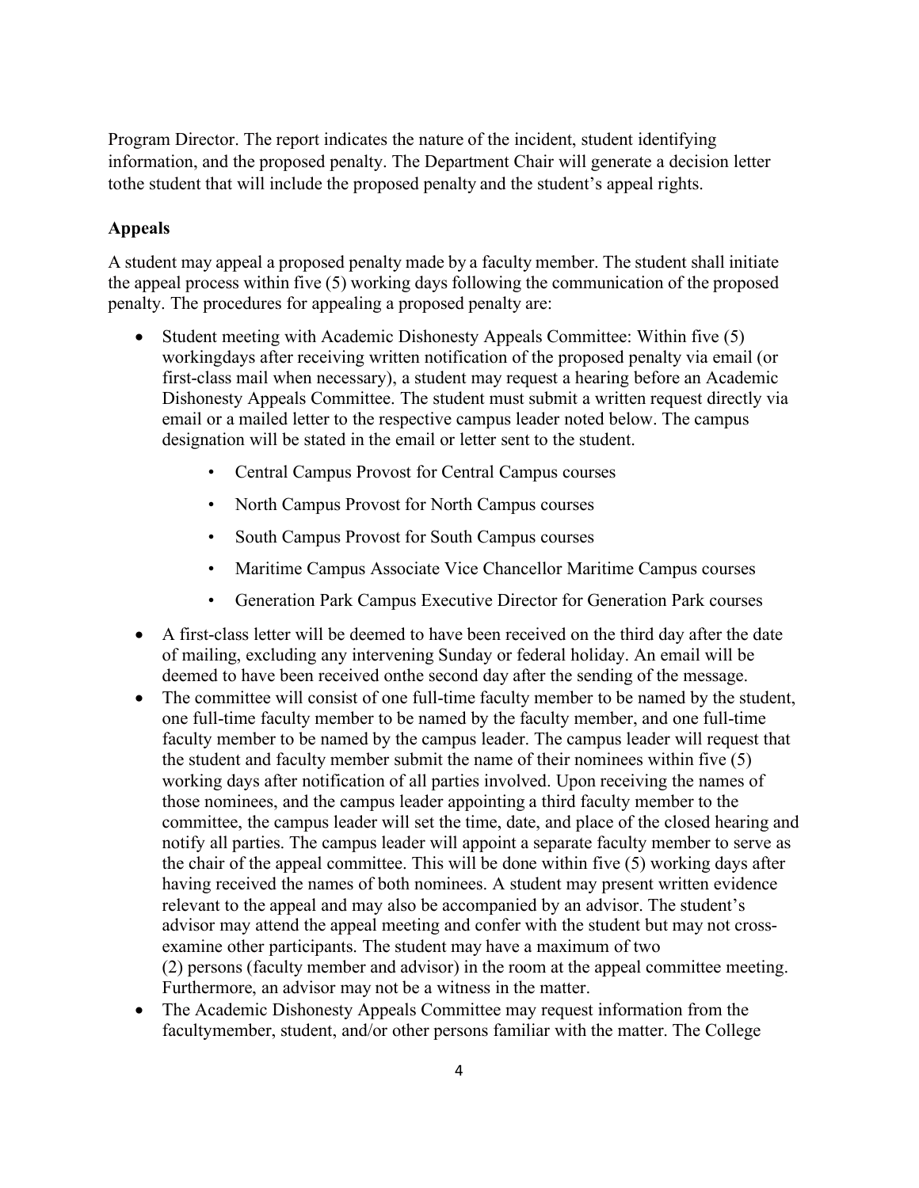Program Director. The report indicates the nature of the incident, student identifying information, and the proposed penalty. The Department Chair will generate a decision letter tothe student that will include the proposed penalty and the student's appeal rights.

**Appeals**

A student may appeal a proposed penalty made by a faculty member. The student shall initiate the appeal process within five (5) working days following the communication of the proposed penalty. The procedures for appealing a proposed penalty are:

- Student meeting with Academic Dishonesty Appeals Committee: Within five (5) workingdays after receiving written notification of the proposed penalty via email (or first-class mail when necessary), a student may request a hearing before an Academic Dishonesty Appeals Committee. The student must submit a written request directly via email or a mailed letter to the respective campus leader noted below. The campus designation will be stated in the email or letter sent to the student.
    - Central Campus Provost for Central Campus courses
    - North Campus Provost for North Campus courses
    - South Campus Provost for South Campus courses
    - Maritime Campus Associate Vice Chancellor Maritime Campus courses
    - Generation Park Campus Executive Director for Generation Park courses
- A first-class letter will be deemed to have been received on the third day after the date of mailing, excluding any intervening Sunday or federal holiday. An email will be deemed to have been received onthe second day after the sending of the message.
- The committee will consist of one full-time faculty member to be named by the student, one full-time faculty member to be named by the faculty member, and one full-time faculty member to be named by the campus leader. The campus leader will request that the student and faculty member submit the name of their nominees within five (5) working days after notification of all parties involved. Upon receiving the names of those nominees, and the campus leader appointing a third faculty member to the committee, the campus leader will set the time, date, and place of the closed hearing and notify all parties. The campus leader will appoint a separate faculty member to serve as the chair of the appeal committee. This will be done within five (5) working days after having received the names of both nominees. A student may present written evidence relevant to the appeal and may also be accompanied by an advisor. The student's advisor may attend the appeal meeting and confer with the student but may not cross-examine other participants. The student may have a maximum of two (2) persons (faculty member and advisor) in the room at the appeal committee meeting. Furthermore, an advisor may not be a witness in the matter.
- The Academic Dishonesty Appeals Committee may request information from the facultymember, student, and/or other persons familiar with the matter. The College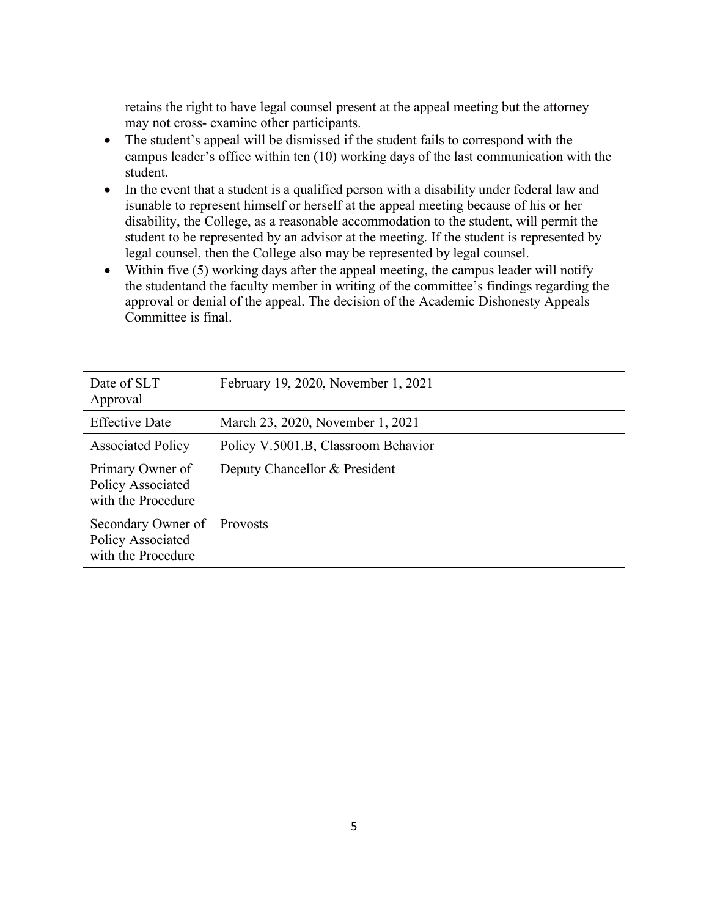retains the right to have legal counsel present at the appeal meeting but the attorney may not cross- examine other participants.

- The student's appeal will be dismissed if the student fails to correspond with the campus leader's office within ten (10) working days of the last communication with the student.
- In the event that a student is a qualified person with a disability under federal law and isunable to represent himself or herself at the appeal meeting because of his or her disability, the College, as a reasonable accommodation to the student, will permit the student to be represented by an advisor at the meeting. If the student is represented by legal counsel, then the College also may be represented by legal counsel.
- Within five (5) working days after the appeal meeting, the campus leader will notify the studentand the faculty member in writing of the committee's findings regarding the approval or denial of the appeal. The decision of the Academic Dishonesty Appeals Committee is final.

| | |
|---|---|
| Date of SLT Approval | February 19, 2020, November 1, 2021 |
| Effective Date | March 23, 2020, November 1, 2021 |
| Associated Policy | Policy V.5001.B, Classroom Behavior |
| Primary Owner of Policy Associated with the Procedure | Deputy Chancellor & President |
| Secondary Owner of Policy Associated with the Procedure | Provosts |